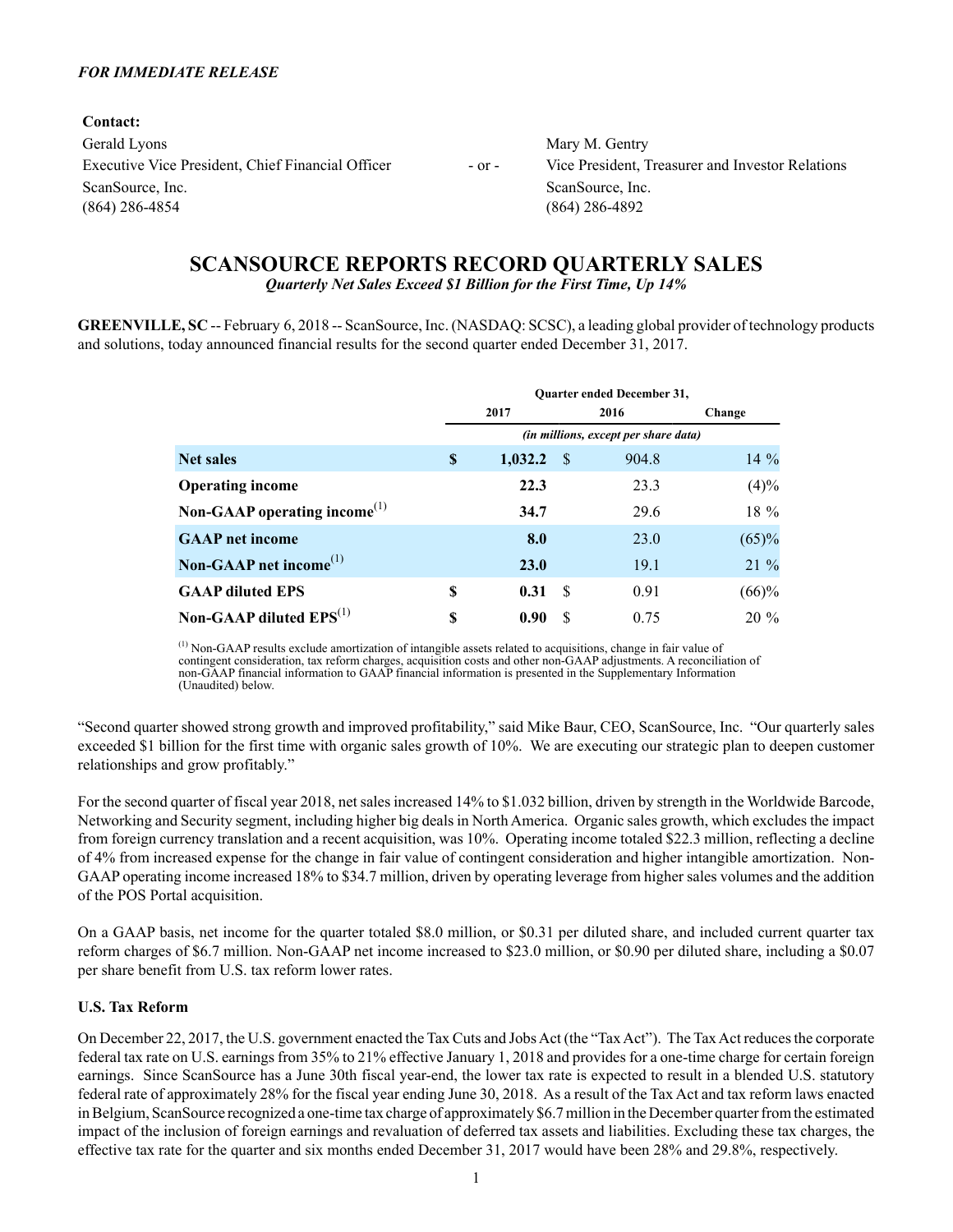*FOR IMMEDIATE RELEASE*

**Contact:**

| | | |
|---|---|---|
| Gerald Lyons | - or - | Mary M. Gentry |
| Executive Vice President, Chief Financial Officer | | Vice President, Treasurer and Investor Relations |
| ScanSource, Inc. | | ScanSource, Inc. |
| (864) 286-4854 | | (864) 286-4892 |

# SCANSOURCE REPORTS RECORD QUARTERLY SALES

***Quarterly Net Sales Exceed $1 Billion for the First Time, Up 14%***

**GREENVILLE, SC** -- February 6, 2018 -- ScanSource, Inc. (NASDAQ: SCSC), a leading global provider of technology products and solutions, today announced financial results for the second quarter ended December 31, 2017.

| | Quarter ended December 31, | | |
|---|---|---|---|
| | 2017 | 2016 | Change |
| | *(in millions, except per share data)* | | |
| **Net sales** | **$ 1,032.2** | $ 904.8 | 14 % |
| **Operating income** | **22.3** | 23.3 | (4)% |
| **Non-GAAP operating income**[1] | **34.7** | 29.6 | 18 % |
| **GAAP net income** | **8.0** | 23.0 | (65)% |
| **Non-GAAP net income**[1] | **23.0** | 19.1 | 21 % |
| **GAAP diluted EPS** | **$ 0.31** | $ 0.91 | (66)% |
| **Non-GAAP diluted EPS**[1] | **$ 0.90** | $ 0.75 | 20 % |

[1] Non-GAAP results exclude amortization of intangible assets related to acquisitions, change in fair value of contingent consideration, tax reform charges, acquisition costs and other non-GAAP adjustments. A reconciliation of non-GAAP financial information to GAAP financial information is presented in the Supplementary Information (Unaudited) below.

"Second quarter showed strong growth and improved profitability," said Mike Baur, CEO, ScanSource, Inc. "Our quarterly sales exceeded $1 billion for the first time with organic sales growth of 10%. We are executing our strategic plan to deepen customer relationships and grow profitably."

For the second quarter of fiscal year 2018, net sales increased 14% to $1.032 billion, driven by strength in the Worldwide Barcode, Networking and Security segment, including higher big deals in North America. Organic sales growth, which excludes the impact from foreign currency translation and a recent acquisition, was 10%. Operating income totaled $22.3 million, reflecting a decline of 4% from increased expense for the change in fair value of contingent consideration and higher intangible amortization. Non-GAAP operating income increased 18% to $34.7 million, driven by operating leverage from higher sales volumes and the addition of the POS Portal acquisition.

On a GAAP basis, net income for the quarter totaled $8.0 million, or $0.31 per diluted share, and included current quarter tax reform charges of $6.7 million. Non-GAAP net income increased to $23.0 million, or $0.90 per diluted share, including a $0.07 per share benefit from U.S. tax reform lower rates.

### U.S. Tax Reform

On December 22, 2017, the U.S. government enacted the Tax Cuts and Jobs Act (the "Tax Act"). The Tax Act reduces the corporate federal tax rate on U.S. earnings from 35% to 21% effective January 1, 2018 and provides for a one-time charge for certain foreign earnings. Since ScanSource has a June 30th fiscal year-end, the lower tax rate is expected to result in a blended U.S. statutory federal rate of approximately 28% for the fiscal year ending June 30, 2018. As a result of the Tax Act and tax reform laws enacted in Belgium, ScanSource recognized a one-time tax charge of approximately $6.7 million in the December quarter from the estimated impact of the inclusion of foreign earnings and revaluation of deferred tax assets and liabilities. Excluding these tax charges, the effective tax rate for the quarter and six months ended December 31, 2017 would have been 28% and 29.8%, respectively.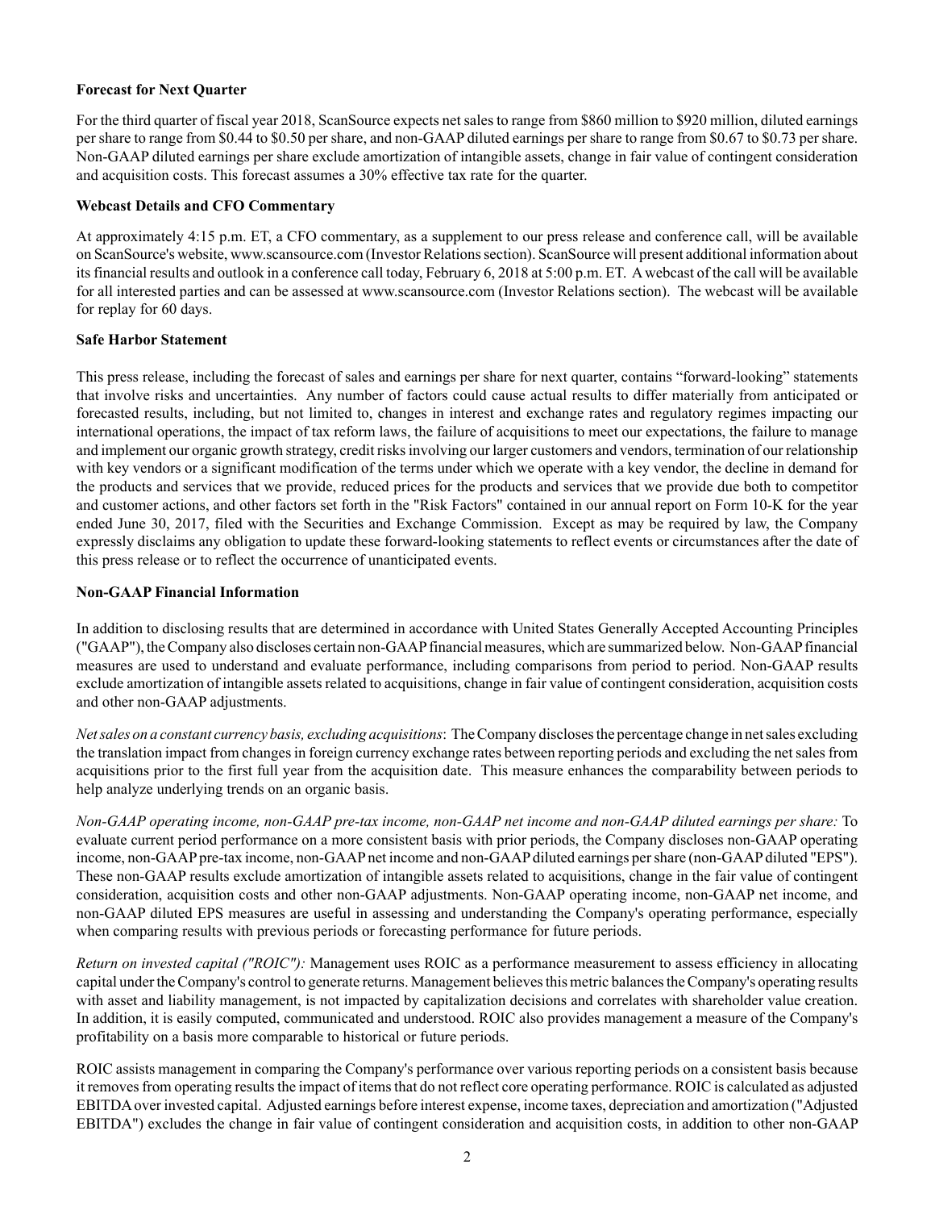**Forecast for Next Quarter**

For the third quarter of fiscal year 2018, ScanSource expects net sales to range from \$860 million to \$920 million, diluted earnings per share to range from \$0.44 to \$0.50 per share, and non-GAAP diluted earnings per share to range from \$0.67 to \$0.73 per share. Non-GAAP diluted earnings per share exclude amortization of intangible assets, change in fair value of contingent consideration and acquisition costs. This forecast assumes a 30% effective tax rate for the quarter.

**Webcast Details and CFO Commentary**

At approximately 4:15 p.m. ET, a CFO commentary, as a supplement to our press release and conference call, will be available on ScanSource's website, www.scansource.com (Investor Relations section). ScanSource will present additional information about its financial results and outlook in a conference call today, February 6, 2018 at 5:00 p.m. ET. A webcast of the call will be available for all interested parties and can be assessed at www.scansource.com (Investor Relations section). The webcast will be available for replay for 60 days.

**Safe Harbor Statement**

This press release, including the forecast of sales and earnings per share for next quarter, contains "forward-looking" statements that involve risks and uncertainties. Any number of factors could cause actual results to differ materially from anticipated or forecasted results, including, but not limited to, changes in interest and exchange rates and regulatory regimes impacting our international operations, the impact of tax reform laws, the failure of acquisitions to meet our expectations, the failure to manage and implement our organic growth strategy, credit risks involving our larger customers and vendors, termination of our relationship with key vendors or a significant modification of the terms under which we operate with a key vendor, the decline in demand for the products and services that we provide, reduced prices for the products and services that we provide due both to competitor and customer actions, and other factors set forth in the "Risk Factors" contained in our annual report on Form 10-K for the year ended June 30, 2017, filed with the Securities and Exchange Commission. Except as may be required by law, the Company expressly disclaims any obligation to update these forward-looking statements to reflect events or circumstances after the date of this press release or to reflect the occurrence of unanticipated events.

**Non-GAAP Financial Information**

In addition to disclosing results that are determined in accordance with United States Generally Accepted Accounting Principles ("GAAP"), the Company also discloses certain non-GAAP financial measures, which are summarized below. Non-GAAP financial measures are used to understand and evaluate performance, including comparisons from period to period. Non-GAAP results exclude amortization of intangible assets related to acquisitions, change in fair value of contingent consideration, acquisition costs and other non-GAAP adjustments.

*Net sales on a constant currency basis, excluding acquisitions*: The Company discloses the percentage change in net sales excluding the translation impact from changes in foreign currency exchange rates between reporting periods and excluding the net sales from acquisitions prior to the first full year from the acquisition date. This measure enhances the comparability between periods to help analyze underlying trends on an organic basis.

*Non-GAAP operating income, non-GAAP pre-tax income, non-GAAP net income and non-GAAP diluted earnings per share:* To evaluate current period performance on a more consistent basis with prior periods, the Company discloses non-GAAP operating income, non-GAAP pre-tax income, non-GAAP net income and non-GAAP diluted earnings per share (non-GAAP diluted "EPS"). These non-GAAP results exclude amortization of intangible assets related to acquisitions, change in the fair value of contingent consideration, acquisition costs and other non-GAAP adjustments. Non-GAAP operating income, non-GAAP net income, and non-GAAP diluted EPS measures are useful in assessing and understanding the Company's operating performance, especially when comparing results with previous periods or forecasting performance for future periods.

*Return on invested capital ("ROIC"):* Management uses ROIC as a performance measurement to assess efficiency in allocating capital under the Company's control to generate returns. Management believes this metric balances the Company's operating results with asset and liability management, is not impacted by capitalization decisions and correlates with shareholder value creation. In addition, it is easily computed, communicated and understood. ROIC also provides management a measure of the Company's profitability on a basis more comparable to historical or future periods.

ROIC assists management in comparing the Company's performance over various reporting periods on a consistent basis because it removes from operating results the impact of items that do not reflect core operating performance. ROIC is calculated as adjusted EBITDA over invested capital. Adjusted earnings before interest expense, income taxes, depreciation and amortization ("Adjusted EBITDA") excludes the change in fair value of contingent consideration and acquisition costs, in addition to other non-GAAP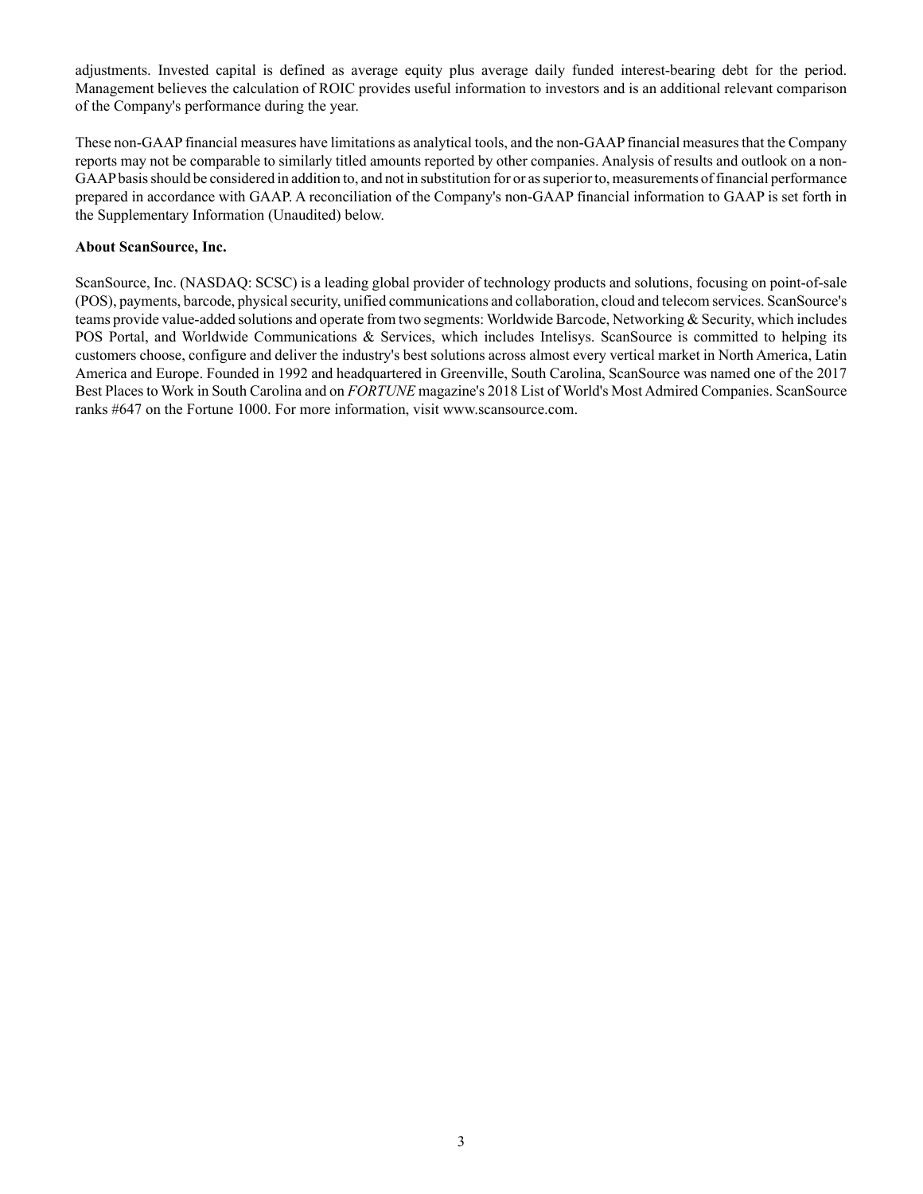adjustments. Invested capital is defined as average equity plus average daily funded interest-bearing debt for the period. Management believes the calculation of ROIC provides useful information to investors and is an additional relevant comparison of the Company's performance during the year.

These non-GAAP financial measures have limitations as analytical tools, and the non-GAAP financial measures that the Company reports may not be comparable to similarly titled amounts reported by other companies. Analysis of results and outlook on a non-GAAP basis should be considered in addition to, and not in substitution for or as superior to, measurements of financial performance prepared in accordance with GAAP. A reconciliation of the Company's non-GAAP financial information to GAAP is set forth in the Supplementary Information (Unaudited) below.

**About ScanSource, Inc.**

ScanSource, Inc. (NASDAQ: SCSC) is a leading global provider of technology products and solutions, focusing on point-of-sale (POS), payments, barcode, physical security, unified communications and collaboration, cloud and telecom services. ScanSource's teams provide value-added solutions and operate from two segments: Worldwide Barcode, Networking & Security, which includes POS Portal, and Worldwide Communications & Services, which includes Intelisys. ScanSource is committed to helping its customers choose, configure and deliver the industry's best solutions across almost every vertical market in North America, Latin America and Europe. Founded in 1992 and headquartered in Greenville, South Carolina, ScanSource was named one of the 2017 Best Places to Work in South Carolina and on *FORTUNE* magazine's 2018 List of World's Most Admired Companies. ScanSource ranks #647 on the Fortune 1000. For more information, visit www.scansource.com.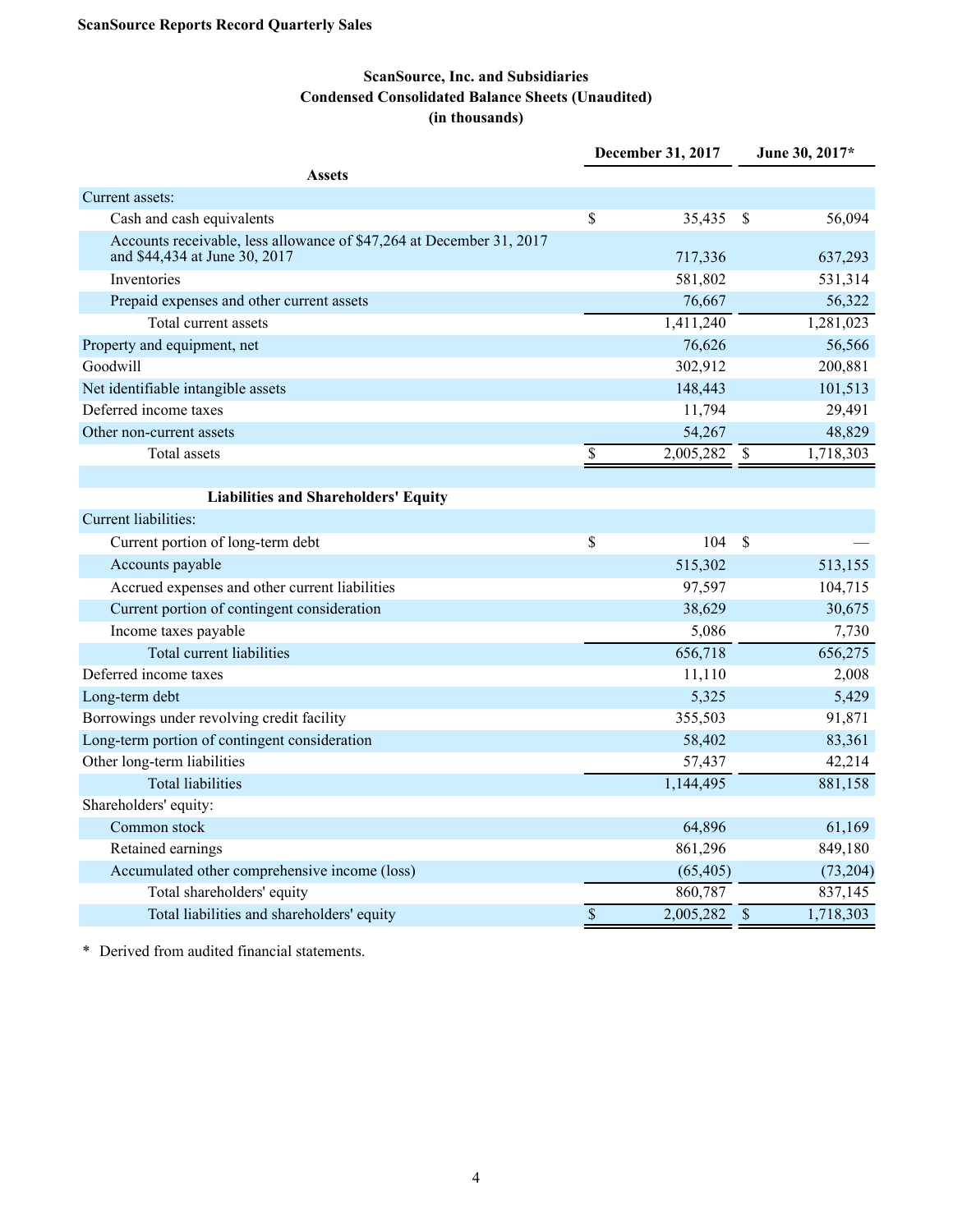**ScanSource Reports Record Quarterly Sales**

## ScanSource, Inc. and Subsidiaries
## Condensed Consolidated Balance Sheets (Unaudited)
## (in thousands)

| | December 31, 2017 | June 30, 2017* |
|---|---|---|
| **Assets** | | |
| Current assets: | | |
| Cash and cash equivalents | $ 35,435 | $ 56,094 |
| Accounts receivable, less allowance of $47,264 at December 31, 2017 and $44,434 at June 30, 2017 | 717,336 | 637,293 |
| Inventories | 581,802 | 531,314 |
| Prepaid expenses and other current assets | 76,667 | 56,322 |
| Total current assets | 1,411,240 | 1,281,023 |
| Property and equipment, net | 76,626 | 56,566 |
| Goodwill | 302,912 | 200,881 |
| Net identifiable intangible assets | 148,443 | 101,513 |
| Deferred income taxes | 11,794 | 29,491 |
| Other non-current assets | 54,267 | 48,829 |
| Total assets | $ 2,005,282 | $ 1,718,303 |
| | | |
| **Liabilities and Shareholders' Equity** | | |
| Current liabilities: | | |
| Current portion of long-term debt | $ 104 | $ — |
| Accounts payable | 515,302 | 513,155 |
| Accrued expenses and other current liabilities | 97,597 | 104,715 |
| Current portion of contingent consideration | 38,629 | 30,675 |
| Income taxes payable | 5,086 | 7,730 |
| Total current liabilities | 656,718 | 656,275 |
| Deferred income taxes | 11,110 | 2,008 |
| Long-term debt | 5,325 | 5,429 |
| Borrowings under revolving credit facility | 355,503 | 91,871 |
| Long-term portion of contingent consideration | 58,402 | 83,361 |
| Other long-term liabilities | 57,437 | 42,214 |
| Total liabilities | 1,144,495 | 881,158 |
| Shareholders' equity: | | |
| Common stock | 64,896 | 61,169 |
| Retained earnings | 861,296 | 849,180 |
| Accumulated other comprehensive income (loss) | (65,405) | (73,204) |
| Total shareholders' equity | 860,787 | 837,145 |
| Total liabilities and shareholders' equity | $ 2,005,282 | $ 1,718,303 |

\* Derived from audited financial statements.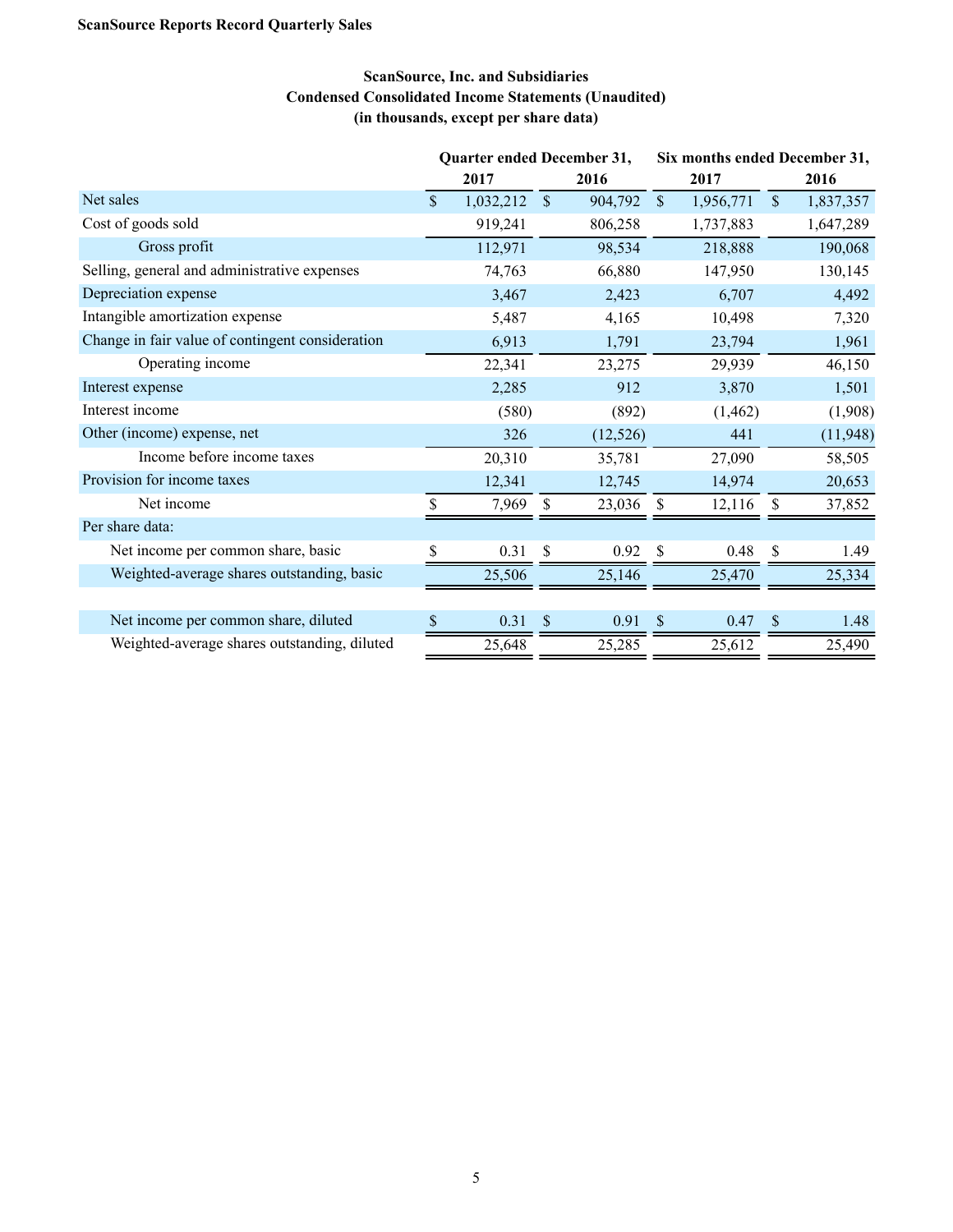**ScanSource Reports Record Quarterly Sales**

**ScanSource, Inc. and Subsidiaries**
**Condensed Consolidated Income Statements (Unaudited)**
**(in thousands, except per share data)**

| | Quarter ended December 31, | | Six months ended December 31, | |
|---|---|---|---|---|
| | 2017 | 2016 | 2017 | 2016 |
| Net sales | $ 1,032,212 | $ 904,792 | $ 1,956,771 | $ 1,837,357 |
| Cost of goods sold | 919,241 | 806,258 | 1,737,883 | 1,647,289 |
| Gross profit | 112,971 | 98,534 | 218,888 | 190,068 |
| Selling, general and administrative expenses | 74,763 | 66,880 | 147,950 | 130,145 |
| Depreciation expense | 3,467 | 2,423 | 6,707 | 4,492 |
| Intangible amortization expense | 5,487 | 4,165 | 10,498 | 7,320 |
| Change in fair value of contingent consideration | 6,913 | 1,791 | 23,794 | 1,961 |
| Operating income | 22,341 | 23,275 | 29,939 | 46,150 |
| Interest expense | 2,285 | 912 | 3,870 | 1,501 |
| Interest income | (580) | (892) | (1,462) | (1,908) |
| Other (income) expense, net | 326 | (12,526) | 441 | (11,948) |
| Income before income taxes | 20,310 | 35,781 | 27,090 | 58,505 |
| Provision for income taxes | 12,341 | 12,745 | 14,974 | 20,653 |
| Net income | $ 7,969 | $ 23,036 | $ 12,116 | $ 37,852 |
| Per share data: | | | | |
| Net income per common share, basic | $ 0.31 | $ 0.92 | $ 0.48 | $ 1.49 |
| Weighted-average shares outstanding, basic | 25,506 | 25,146 | 25,470 | 25,334 |
| | | | | |
| Net income per common share, diluted | $ 0.31 | $ 0.91 | $ 0.47 | $ 1.48 |
| Weighted-average shares outstanding, diluted | 25,648 | 25,285 | 25,612 | 25,490 |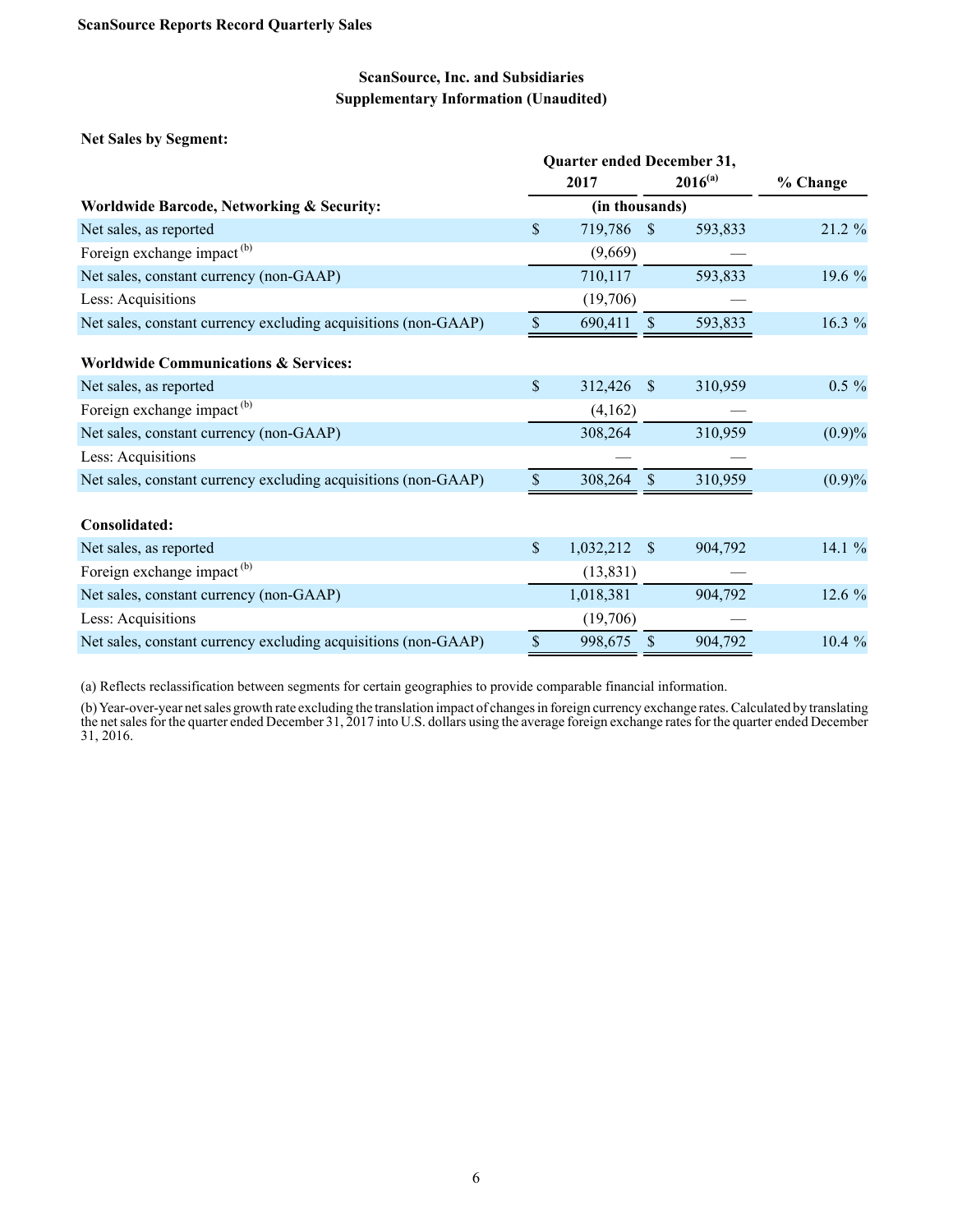## ScanSource, Inc. and Subsidiaries
## Supplementary Information (Unaudited)

**Net Sales by Segment:**

| | Quarter ended December 31, 2017 | Quarter ended December 31, 2016[a] | % Change |
|---|---|---|---|
| | (in thousands) | | |
| **Worldwide Barcode, Networking & Security:** | | | |
| Net sales, as reported | $ 719,786 | $ 593,833 | 21.2 % |
| Foreign exchange impact [b] | (9,669) | — | |
| Net sales, constant currency (non-GAAP) | 710,117 | 593,833 | 19.6 % |
| Less: Acquisitions | (19,706) | — | |
| Net sales, constant currency excluding acquisitions (non-GAAP) | $ 690,411 | $ 593,833 | 16.3 % |
| **Worldwide Communications & Services:** | | | |
| Net sales, as reported | $ 312,426 | $ 310,959 | 0.5 % |
| Foreign exchange impact [b] | (4,162) | — | |
| Net sales, constant currency (non-GAAP) | 308,264 | 310,959 | (0.9)% |
| Less: Acquisitions | — | — | |
| Net sales, constant currency excluding acquisitions (non-GAAP) | $ 308,264 | $ 310,959 | (0.9)% |
| **Consolidated:** | | | |
| Net sales, as reported | $ 1,032,212 | $ 904,792 | 14.1 % |
| Foreign exchange impact [b] | (13,831) | — | |
| Net sales, constant currency (non-GAAP) | 1,018,381 | 904,792 | 12.6 % |
| Less: Acquisitions | (19,706) | — | |
| Net sales, constant currency excluding acquisitions (non-GAAP) | $ 998,675 | $ 904,792 | 10.4 % |

(a) Reflects reclassification between segments for certain geographies to provide comparable financial information.

(b) Year-over-year net sales growth rate excluding the translation impact of changes in foreign currency exchange rates. Calculated by translating the net sales for the quarter ended December 31, 2017 into U.S. dollars using the average foreign exchange rates for the quarter ended December 31, 2016.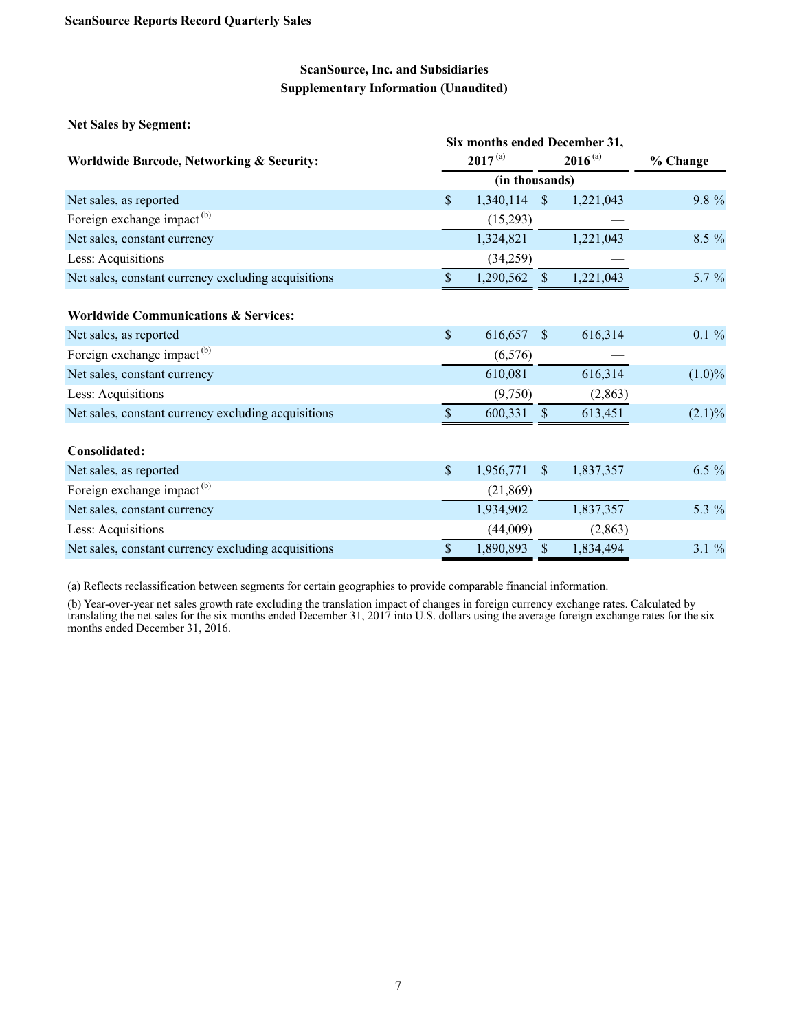### ScanSource, Inc. and Subsidiaries
### Supplementary Information (Unaudited)

**Net Sales by Segment:**

| | Six months ended December 31, | | |
|---|---|---|---|
| **Worldwide Barcode, Networking & Security:** | **2017** [(a)] | **2016** [(a)] | **% Change** |
| | (in thousands) | | |
| Net sales, as reported | $ 1,340,114 | $ 1,221,043 | 9.8 % |
| Foreign exchange impact [(b)] | (15,293) | — | |
| Net sales, constant currency | 1,324,821 | 1,221,043 | 8.5 % |
| Less: Acquisitions | (34,259) | — | |
| Net sales, constant currency excluding acquisitions | $ 1,290,562 | $ 1,221,043 | 5.7 % |
| | | | |
| **Worldwide Communications & Services:** | | | |
| Net sales, as reported | $ 616,657 | $ 616,314 | 0.1 % |
| Foreign exchange impact [(b)] | (6,576) | — | |
| Net sales, constant currency | 610,081 | 616,314 | (1.0)% |
| Less: Acquisitions | (9,750) | (2,863) | |
| Net sales, constant currency excluding acquisitions | $ 600,331 | $ 613,451 | (2.1)% |
| | | | |
| **Consolidated:** | | | |
| Net sales, as reported | $ 1,956,771 | $ 1,837,357 | 6.5 % |
| Foreign exchange impact [(b)] | (21,869) | — | |
| Net sales, constant currency | 1,934,902 | 1,837,357 | 5.3 % |
| Less: Acquisitions | (44,009) | (2,863) | |
| Net sales, constant currency excluding acquisitions | $ 1,890,893 | $ 1,834,494 | 3.1 % |

(a) Reflects reclassification between segments for certain geographies to provide comparable financial information.

(b) Year-over-year net sales growth rate excluding the translation impact of changes in foreign currency exchange rates. Calculated by translating the net sales for the six months ended December 31, 2017 into U.S. dollars using the average foreign exchange rates for the six months ended December 31, 2016.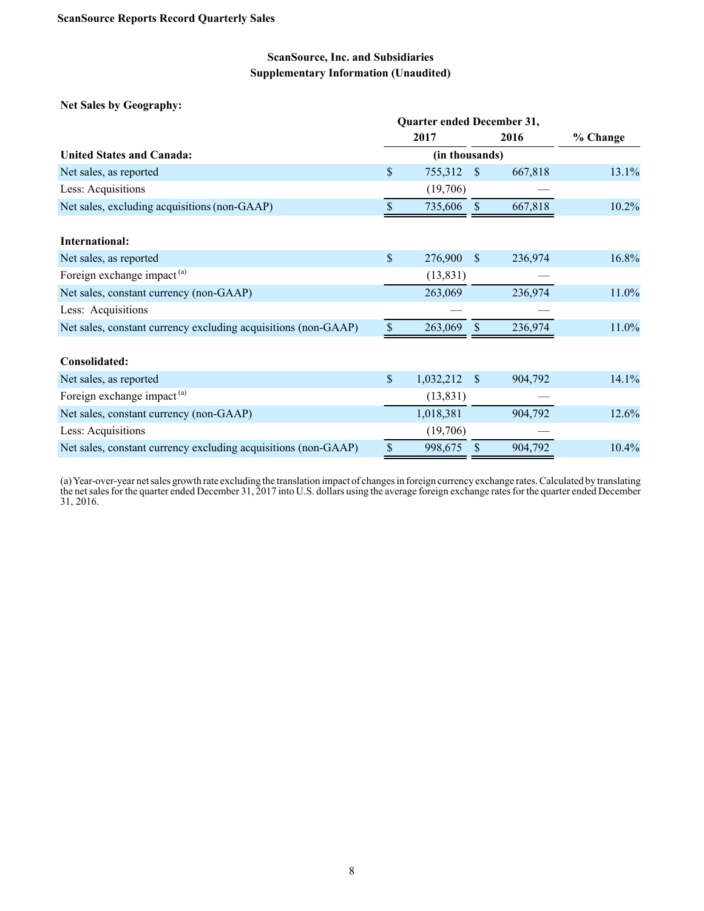## ScanSource, Inc. and Subsidiaries
## Supplementary Information (Unaudited)

**Net Sales by Geography:**

| | Quarter ended December 31, 2017 | Quarter ended December 31, 2016 | % Change |
|---|---|---|---|
| **United States and Canada:** | (in thousands) | | |
| Net sales, as reported | $ 755,312 | $ 667,818 | 13.1% |
| Less: Acquisitions | (19,706) | — | |
| Net sales, excluding acquisitions (non-GAAP) | $ 735,606 | $ 667,818 | 10.2% |
| | | | |
| **International:** | | | |
| Net sales, as reported | $ 276,900 | $ 236,974 | 16.8% |
| Foreign exchange impact [a] | (13,831) | — | |
| Net sales, constant currency (non-GAAP) | 263,069 | 236,974 | 11.0% |
| Less: Acquisitions | — | — | |
| Net sales, constant currency excluding acquisitions (non-GAAP) | $ 263,069 | $ 236,974 | 11.0% |
| | | | |
| **Consolidated:** | | | |
| Net sales, as reported | $ 1,032,212 | $ 904,792 | 14.1% |
| Foreign exchange impact [a] | (13,831) | — | |
| Net sales, constant currency (non-GAAP) | 1,018,381 | 904,792 | 12.6% |
| Less: Acquisitions | (19,706) | — | |
| Net sales, constant currency excluding acquisitions (non-GAAP) | $ 998,675 | $ 904,792 | 10.4% |

(a) Year-over-year net sales growth rate excluding the translation impact of changes in foreign currency exchange rates. Calculated by translating the net sales for the quarter ended December 31, 2017 into U.S. dollars using the average foreign exchange rates for the quarter ended December 31, 2016.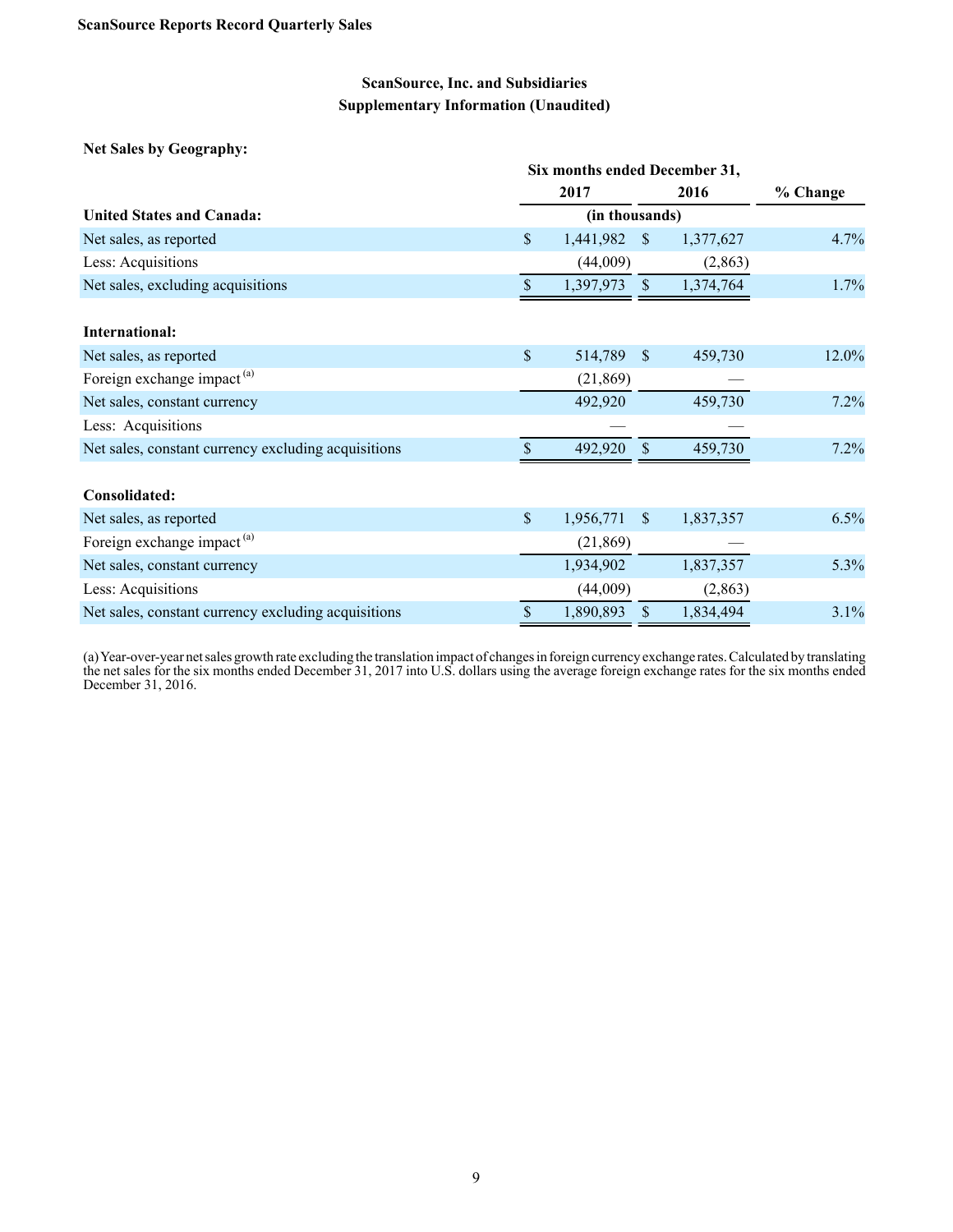ScanSource, Inc. and Subsidiaries
Supplementary Information (Unaudited)

**Net Sales by Geography:**

| | Six months ended December 31, | | |
|---|---|---|---|
| | 2017 | 2016 | % Change |
| **United States and Canada:** | (in thousands) | | |
| Net sales, as reported | $ 1,441,982 | $ 1,377,627 | 4.7% |
| Less: Acquisitions | (44,009) | (2,863) | |
| Net sales, excluding acquisitions | $ 1,397,973 | $ 1,374,764 | 1.7% |
| | | | |
| **International:** | | | |
| Net sales, as reported | $ 514,789 | $ 459,730 | 12.0% |
| Foreign exchange impact [(a)] | (21,869) | — | |
| Net sales, constant currency | 492,920 | 459,730 | 7.2% |
| Less: Acquisitions | — | — | |
| Net sales, constant currency excluding acquisitions | $ 492,920 | $ 459,730 | 7.2% |
| | | | |
| **Consolidated:** | | | |
| Net sales, as reported | $ 1,956,771 | $ 1,837,357 | 6.5% |
| Foreign exchange impact [(a)] | (21,869) | — | |
| Net sales, constant currency | 1,934,902 | 1,837,357 | 5.3% |
| Less: Acquisitions | (44,009) | (2,863) | |
| Net sales, constant currency excluding acquisitions | $ 1,890,893 | $ 1,834,494 | 3.1% |

(a) Year-over-year net sales growth rate excluding the translation impact of changes in foreign currency exchange rates. Calculated by translating the net sales for the six months ended December 31, 2017 into U.S. dollars using the average foreign exchange rates for the six months ended December 31, 2016.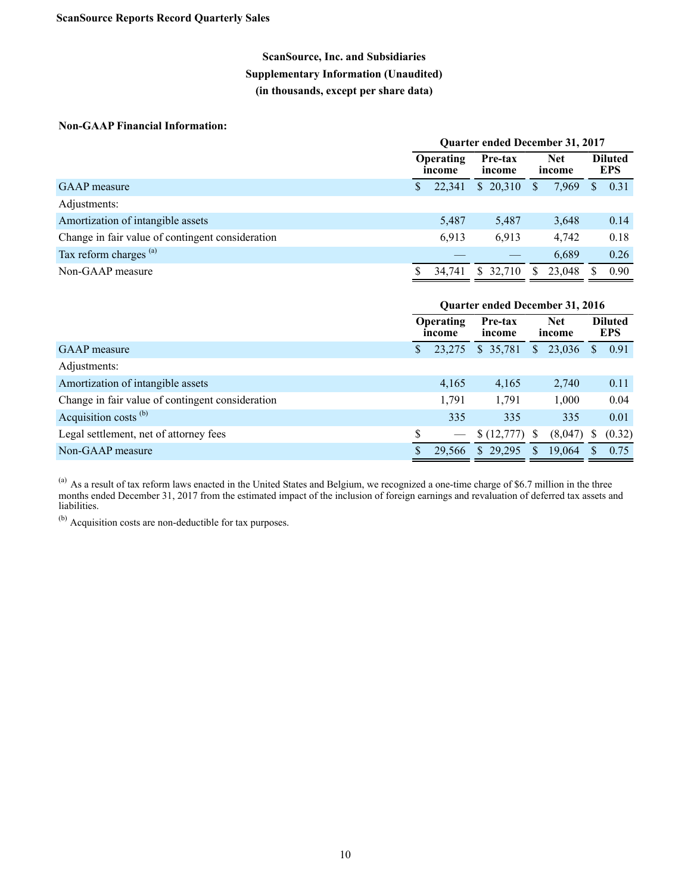ScanSource Reports Record Quarterly Sales

## ScanSource, Inc. and Subsidiaries
## Supplementary Information (Unaudited)
## (in thousands, except per share data)

**Non-GAAP Financial Information:**

| | Quarter ended December 31, 2017 | | | |
|---|---|---|---|---|
| | Operating income | Pre-tax income | Net income | Diluted EPS |
| GAAP measure | $ 22,341 | $ 20,310 | $ 7,969 | $ 0.31 |
| Adjustments: | | | | |
| Amortization of intangible assets | 5,487 | 5,487 | 3,648 | 0.14 |
| Change in fair value of contingent consideration | 6,913 | 6,913 | 4,742 | 0.18 |
| Tax reform charges [(a)] | — | — | 6,689 | 0.26 |
| Non-GAAP measure | $ 34,741 | $ 32,710 | $ 23,048 | $ 0.90 |

| | Quarter ended December 31, 2016 | | | |
|---|---|---|---|---|
| | Operating income | Pre-tax income | Net income | Diluted EPS |
| GAAP measure | $ 23,275 | $ 35,781 | $ 23,036 | $ 0.91 |
| Adjustments: | | | | |
| Amortization of intangible assets | 4,165 | 4,165 | 2,740 | 0.11 |
| Change in fair value of contingent consideration | 1,791 | 1,791 | 1,000 | 0.04 |
| Acquisition costs [(b)] | 335 | 335 | 335 | 0.01 |
| Legal settlement, net of attorney fees | $ — | $ (12,777) | $ (8,047) | $ (0.32) |
| Non-GAAP measure | $ 29,566 | $ 29,295 | $ 19,064 | $ 0.75 |

[(a)] As a result of tax reform laws enacted in the United States and Belgium, we recognized a one-time charge of $6.7 million in the three months ended December 31, 2017 from the estimated impact of the inclusion of foreign earnings and revaluation of deferred tax assets and liabilities.

[(b)] Acquisition costs are non-deductible for tax purposes.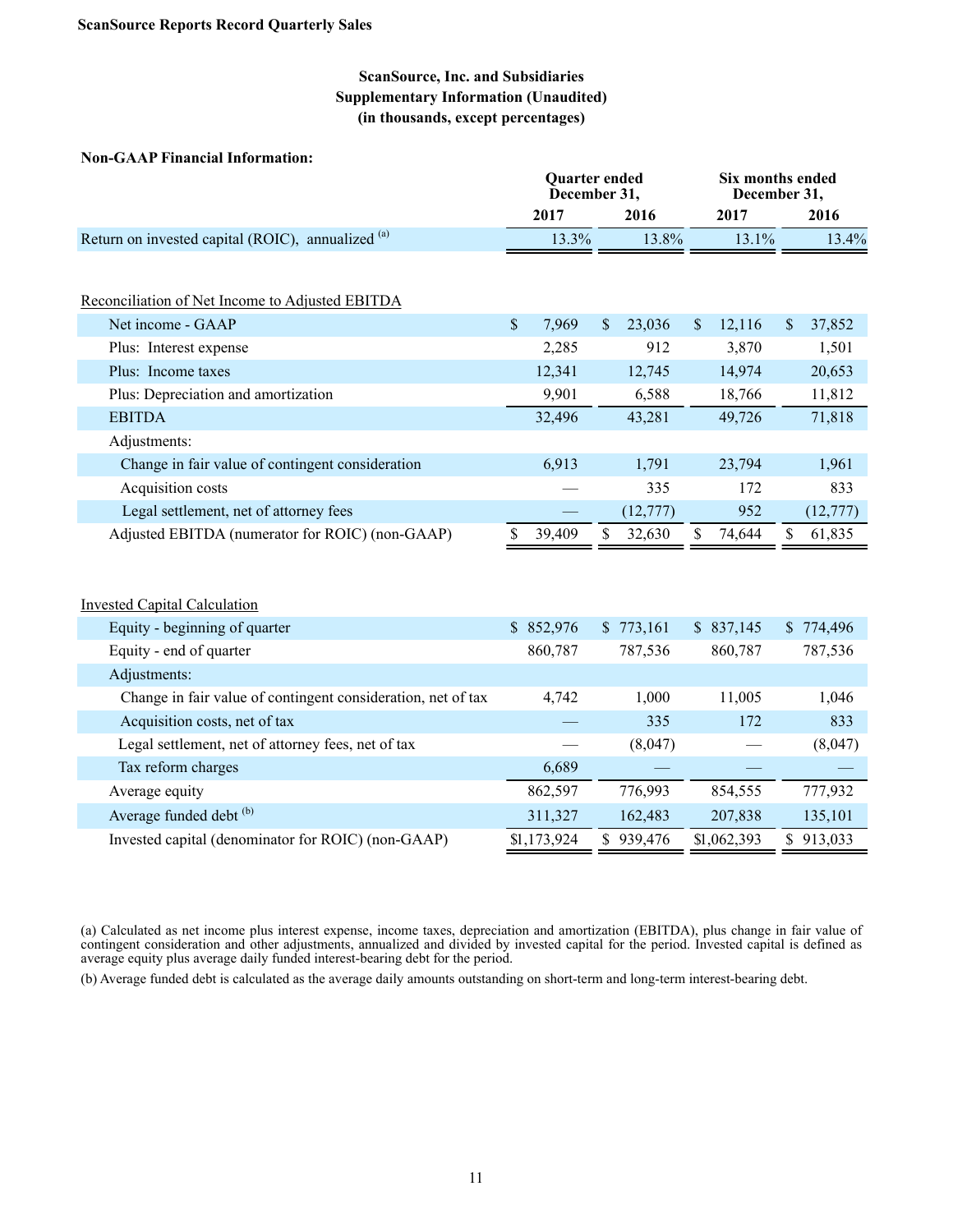**ScanSource Reports Record Quarterly Sales**

## ScanSource, Inc. and Subsidiaries
## Supplementary Information (Unaudited)
## (in thousands, except percentages)

**Non-GAAP Financial Information:**

| | Quarter ended December 31, | | Six months ended December 31, | |
|---|---|---|---|---|
| | **2017** | **2016** | **2017** | **2016** |
| Return on invested capital (ROIC), annualized [(a)] | 13.3% | 13.8% | 13.1% | 13.4% |
| | | | | |
| Reconciliation of Net Income to Adjusted EBITDA | | | | |
| Net income - GAAP | $ 7,969 | $ 23,036 | $ 12,116 | $ 37,852 |
| Plus: Interest expense | 2,285 | 912 | 3,870 | 1,501 |
| Plus: Income taxes | 12,341 | 12,745 | 14,974 | 20,653 |
| Plus: Depreciation and amortization | 9,901 | 6,588 | 18,766 | 11,812 |
| EBITDA | 32,496 | 43,281 | 49,726 | 71,818 |
| Adjustments: | | | | |
| Change in fair value of contingent consideration | 6,913 | 1,791 | 23,794 | 1,961 |
| Acquisition costs | — | 335 | 172 | 833 |
| Legal settlement, net of attorney fees | — | (12,777) | 952 | (12,777) |
| Adjusted EBITDA (numerator for ROIC) (non-GAAP) | $ 39,409 | $ 32,630 | $ 74,644 | $ 61,835 |
| | | | | |
| Invested Capital Calculation | | | | |
| Equity - beginning of quarter | $ 852,976 | $ 773,161 | $ 837,145 | $ 774,496 |
| Equity - end of quarter | 860,787 | 787,536 | 860,787 | 787,536 |
| Adjustments: | | | | |
| Change in fair value of contingent consideration, net of tax | 4,742 | 1,000 | 11,005 | 1,046 |
| Acquisition costs, net of tax | — | 335 | 172 | 833 |
| Legal settlement, net of attorney fees, net of tax | — | (8,047) | — | (8,047) |
| Tax reform charges | 6,689 | — | — | — |
| Average equity | 862,597 | 776,993 | 854,555 | 777,932 |
| Average funded debt [(b)] | 311,327 | 162,483 | 207,838 | 135,101 |
| Invested capital (denominator for ROIC) (non-GAAP) | $1,173,924 | $ 939,476 | $1,062,393 | $ 913,033 |

(a) Calculated as net income plus interest expense, income taxes, depreciation and amortization (EBITDA), plus change in fair value of contingent consideration and other adjustments, annualized and divided by invested capital for the period. Invested capital is defined as average equity plus average daily funded interest-bearing debt for the period.

(b) Average funded debt is calculated as the average daily amounts outstanding on short-term and long-term interest-bearing debt.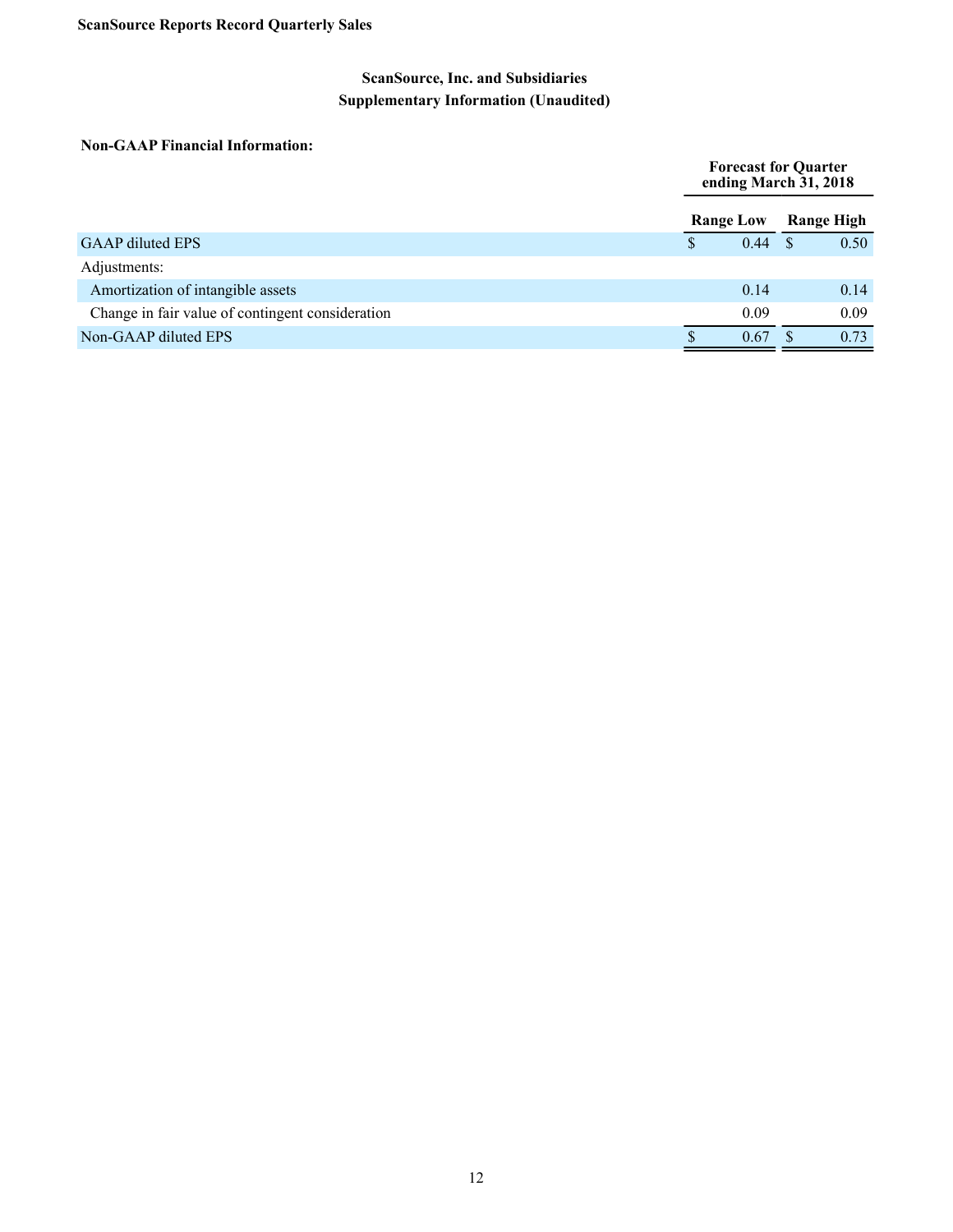ScanSource Reports Record Quarterly Sales

**ScanSource, Inc. and Subsidiaries**
**Supplementary Information (Unaudited)**

**Non-GAAP Financial Information:**

| | Forecast for Quarter ending March 31, 2018 | |
|---|---|---|
| | Range Low | Range High |
| GAAP diluted EPS | $ 0.44 | $ 0.50 |
| Adjustments: | | |
| Amortization of intangible assets | 0.14 | 0.14 |
| Change in fair value of contingent consideration | 0.09 | 0.09 |
| Non-GAAP diluted EPS | $ 0.67 | $ 0.73 |